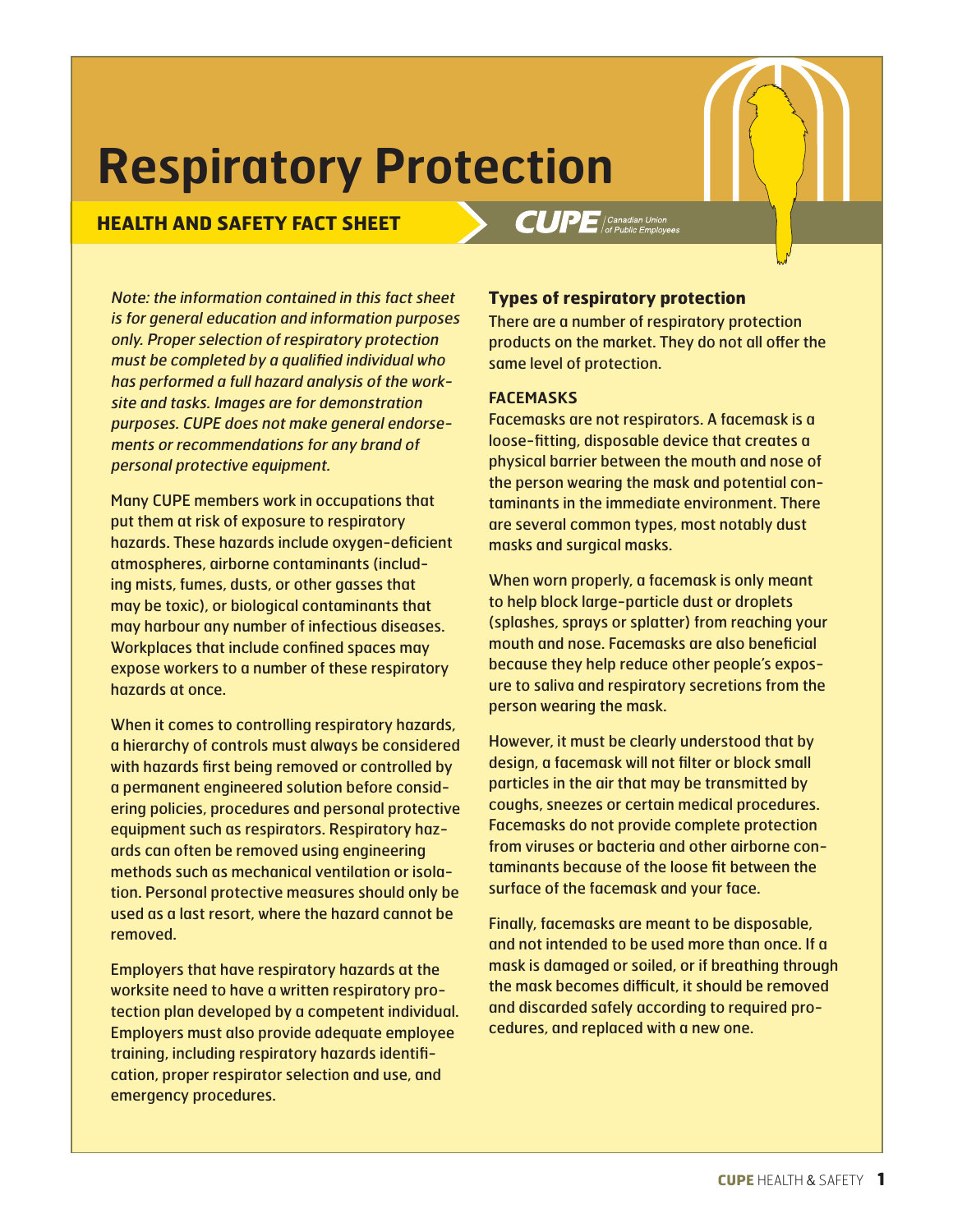# Respiratory Protection

**HEALTH AND SAFETY FACT SHEET**

*Note: the information contained in this fact sheet is for general education and information purposes only. Proper selection of respiratory protection must be completed by a qualified individual who has performed a full hazard analysis of the worksite and tasks. Images are for demonstration purposes. CUPE does not make general endorsements or recommendations for any brand of personal protective equipment.*

Many CUPE members work in occupations that put them at risk of exposure to respiratory hazards. These hazards include oxygen-deficient atmospheres, airborne contaminants (including mists, fumes, dusts, or other gasses that may be toxic), or biological contaminants that may harbour any number of infectious diseases. Workplaces that include confined spaces may expose workers to a number of these respiratory hazards at once.

When it comes to controlling respiratory hazards, a hierarchy of controls must always be considered with hazards first being removed or controlled by a permanent engineered solution before considering policies, procedures and personal protective equipment such as respirators. Respiratory hazards can often be removed using engineering methods such as mechanical ventilation or isolation. Personal protective measures should only be used as a last resort, where the hazard cannot be removed.

Employers that have respiratory hazards at the worksite need to have a written respiratory protection plan developed by a competent individual. Employers must also provide adequate employee training, including respiratory hazards identification, proper respirator selection and use, and emergency procedures.

## Types of respiratory protection

There are a number of respiratory protection products on the market. They do not all offer the same level of protection.

### FACEMASKS

Facemasks are not respirators. A facemask is a loose-fitting, disposable device that creates a physical barrier between the mouth and nose of the person wearing the mask and potential contaminants in the immediate environment. There are several common types, most notably dust masks and surgical masks.

When worn properly, a facemask is only meant to help block large-particle dust or droplets (splashes, sprays or splatter) from reaching your mouth and nose. Facemasks are also beneficial because they help reduce other people's exposure to saliva and respiratory secretions from the person wearing the mask.

However, it must be clearly understood that by design, a facemask will not filter or block small particles in the air that may be transmitted by coughs, sneezes or certain medical procedures. Facemasks do not provide complete protection from viruses or bacteria and other airborne contaminants because of the loose fit between the surface of the facemask and your face.

Finally, facemasks are meant to be disposable, and not intended to be used more than once. If a mask is damaged or soiled, or if breathing through the mask becomes difficult, it should be removed and discarded safely according to required procedures, and replaced with a new one.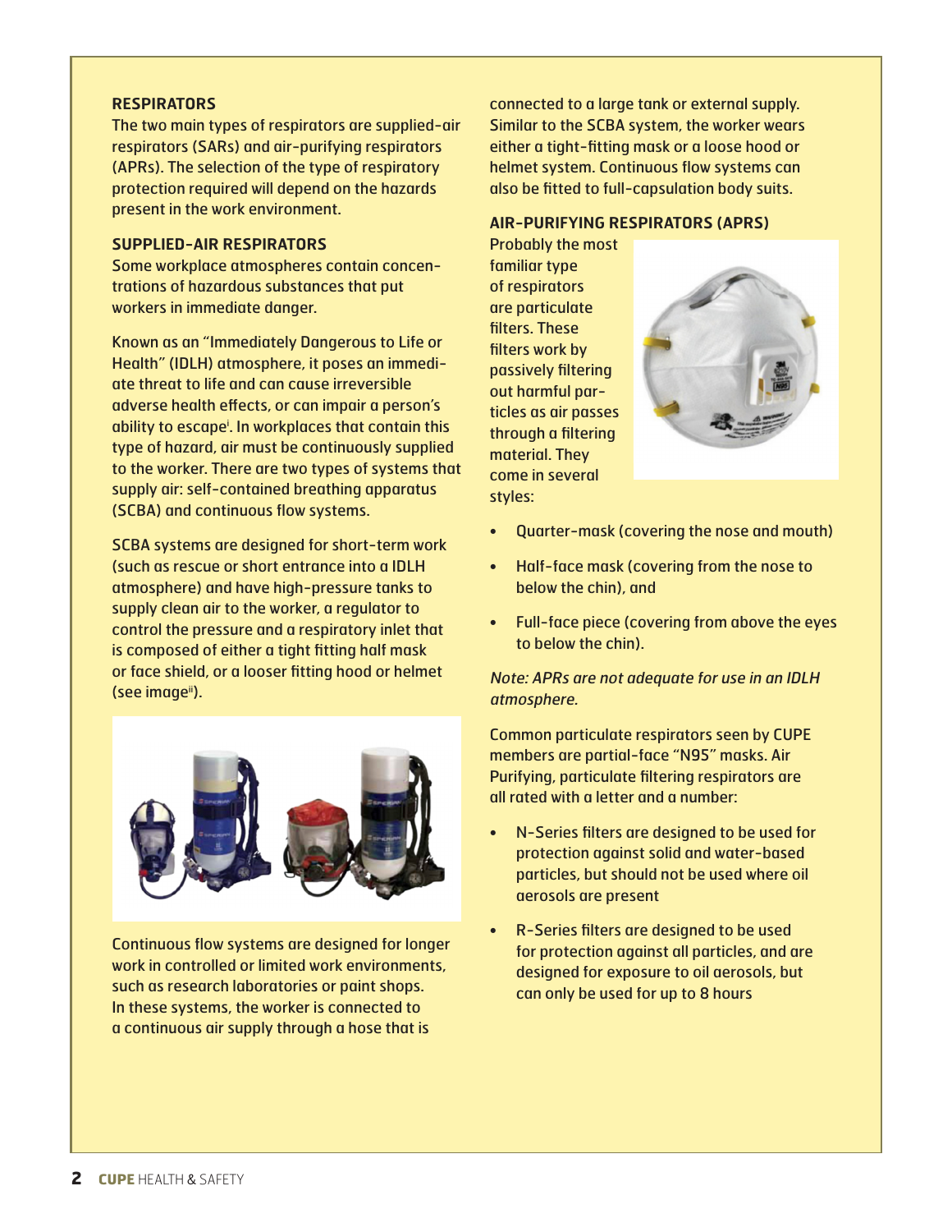### RESPIRATORS

The two main types of respirators are supplied-air respirators (SARs) and air-purifying respirators (APRs). The selection of the type of respiratory protection required will depend on the hazards present in the work environment.

### SUPPLIED-AIR RESPIRATORS

Some workplace atmospheres contain concentrations of hazardous substances that put workers in immediate danger.

Known as an "Immediately Dangerous to Life or Health" (IDLH) atmosphere, it poses an immediate threat to life and can cause irreversible adverse health effects, or can impair a person's ability to escape[i]. In workplaces that contain this type of hazard, air must be continuously supplied to the worker. There are two types of systems that supply air: self-contained breathing apparatus (SCBA) and continuous flow systems.

SCBA systems are designed for short-term work (such as rescue or short entrance into a IDLH atmosphere) and have high-pressure tanks to supply clean air to the worker, a regulator to control the pressure and a respiratory inlet that is composed of either a tight fitting half mask or face shield, or a looser fitting hood or helmet (see image[ii]).

Continuous flow systems are designed for longer work in controlled or limited work environments, such as research laboratories or paint shops. In these systems, the worker is connected to a continuous air supply through a hose that is connected to a large tank or external supply. Similar to the SCBA system, the worker wears either a tight-fitting mask or a loose hood or helmet system. Continuous flow systems can also be fitted to full-capsulation body suits.

### AIR-PURIFYING RESPIRATORS (APRS)

Probably the most familiar type of respirators are particulate filters. These filters work by passively filtering out harmful particles as air passes through a filtering material. They come in several styles:

- Quarter-mask (covering the nose and mouth)
- Half-face mask (covering from the nose to below the chin), and
- Full-face piece (covering from above the eyes to below the chin).

*Note: APRs are not adequate for use in an IDLH atmosphere.*

Common particulate respirators seen by CUPE members are partial-face "N95" masks. Air Purifying, particulate filtering respirators are all rated with a letter and a number:

- N-Series filters are designed to be used for protection against solid and water-based particles, but should not be used where oil aerosols are present
- R-Series filters are designed to be used for protection against all particles, and are designed for exposure to oil aerosols, but can only be used for up to 8 hours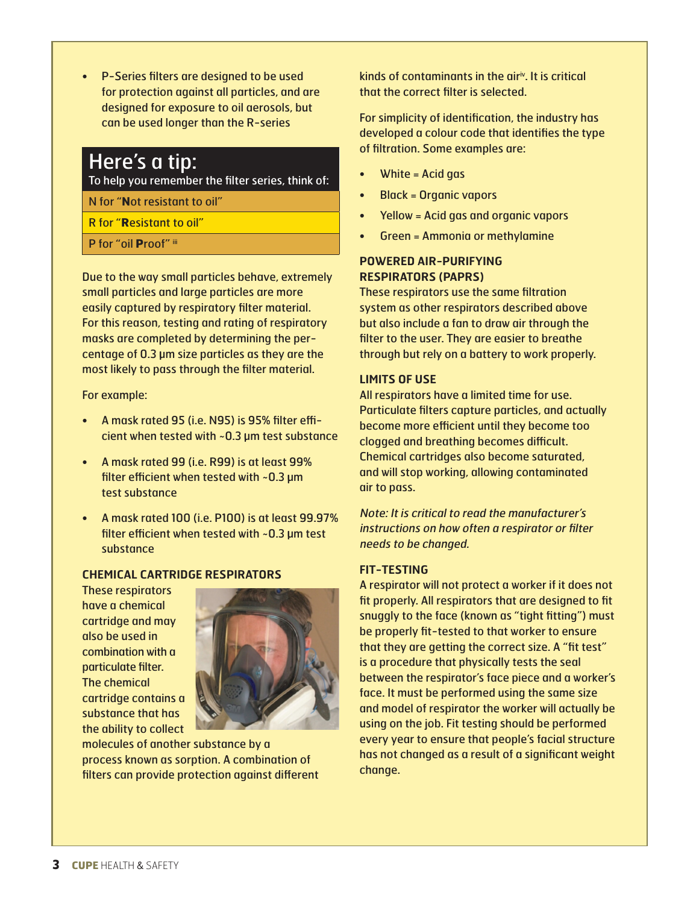- P-Series filters are designed to be used for protection against all particles, and are designed for exposure to oil aerosols, but can be used longer than the R-series

## Here's a tip:

To help you remember the filter series, think of:

N for "**N**ot resistant to oil"

R for "**R**esistant to oil"

P for "oil **P**roof" [iii]

Due to the way small particles behave, extremely small particles and large particles are more easily captured by respiratory filter material. For this reason, testing and rating of respiratory masks are completed by determining the percentage of 0.3 µm size particles as they are the most likely to pass through the filter material.

For example:

- A mask rated 95 (i.e. N95) is 95% filter efficient when tested with ~0.3 µm test substance
- A mask rated 99 (i.e. R99) is at least 99% filter efficient when tested with ~0.3 µm test substance
- A mask rated 100 (i.e. P100) is at least 99.97% filter efficient when tested with ~0.3 µm test substance

### CHEMICAL CARTRIDGE RESPIRATORS

These respirators have a chemical cartridge and may also be used in combination with a particulate filter. The chemical cartridge contains a substance that has the ability to collect molecules of another substance by a process known as sorption. A combination of filters can provide protection against different kinds of contaminants in the air[iv]. It is critical that the correct filter is selected.

For simplicity of identification, the industry has developed a colour code that identifies the type of filtration. Some examples are:

- White = Acid gas
- Black = Organic vapors
- Yellow = Acid gas and organic vapors
- Green = Ammonia or methylamine

### POWERED AIR-PURIFYING RESPIRATORS (PAPRS)

These respirators use the same filtration system as other respirators described above but also include a fan to draw air through the filter to the user. They are easier to breathe through but rely on a battery to work properly.

### LIMITS OF USE

All respirators have a limited time for use. Particulate filters capture particles, and actually become more efficient until they become too clogged and breathing becomes difficult. Chemical cartridges also become saturated, and will stop working, allowing contaminated air to pass.

*Note: It is critical to read the manufacturer's instructions on how often a respirator or filter needs to be changed.*

### FIT-TESTING

A respirator will not protect a worker if it does not fit properly. All respirators that are designed to fit snuggly to the face (known as "tight fitting") must be properly fit-tested to that worker to ensure that they are getting the correct size. A "fit test" is a procedure that physically tests the seal between the respirator's face piece and a worker's face. It must be performed using the same size and model of respirator the worker will actually be using on the job. Fit testing should be performed every year to ensure that people's facial structure has not changed as a result of a significant weight change.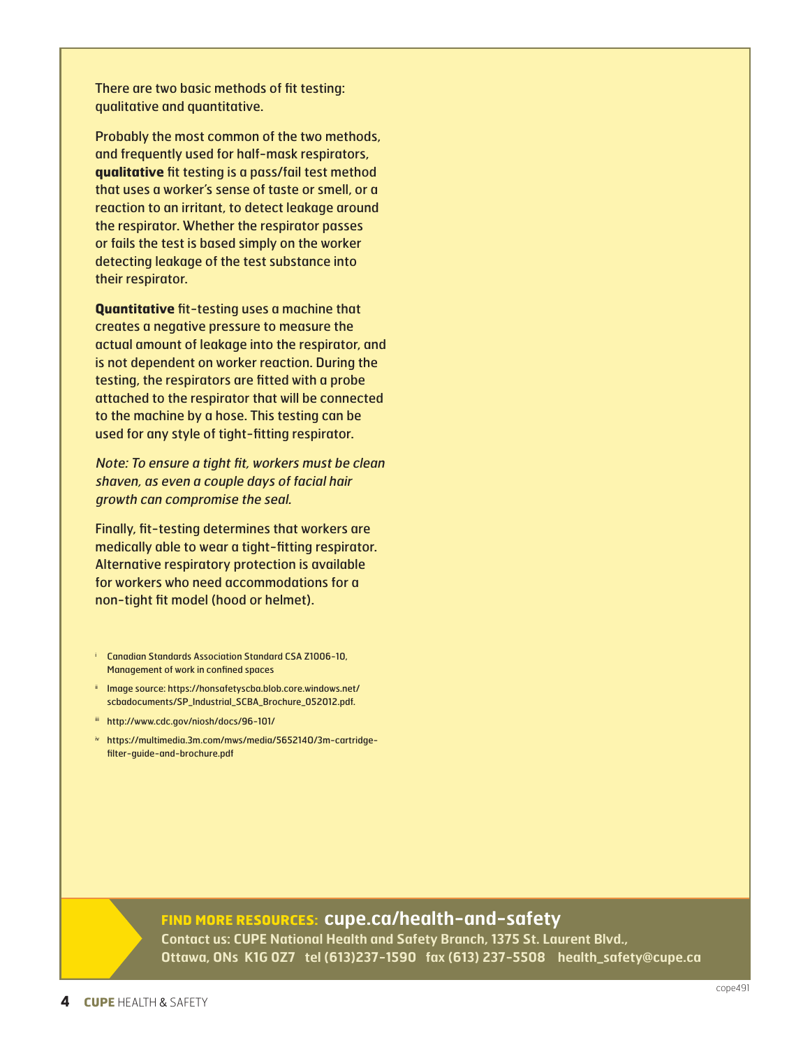There are two basic methods of fit testing: qualitative and quantitative.

Probably the most common of the two methods, and frequently used for half-mask respirators, **qualitative** fit testing is a pass/fail test method that uses a worker's sense of taste or smell, or a reaction to an irritant, to detect leakage around the respirator. Whether the respirator passes or fails the test is based simply on the worker detecting leakage of the test substance into their respirator.

**Quantitative** fit-testing uses a machine that creates a negative pressure to measure the actual amount of leakage into the respirator, and is not dependent on worker reaction. During the testing, the respirators are fitted with a probe attached to the respirator that will be connected to the machine by a hose. This testing can be used for any style of tight-fitting respirator.

*Note: To ensure a tight fit, workers must be clean shaven, as even a couple days of facial hair growth can compromise the seal.*

Finally, fit-testing determines that workers are medically able to wear a tight-fitting respirator. Alternative respiratory protection is available for workers who need accommodations for a non-tight fit model (hood or helmet).

[i] Canadian Standards Association Standard CSA Z1006-10, Management of work in confined spaces

[ii] Image source: https://honsafetyscba.blob.core.windows.net/scbadocuments/SP_Industrial_SCBA_Brochure_052012.pdf.

[iii] http://www.cdc.gov/niosh/docs/96-101/

[iv] https://multimedia.3m.com/mws/media/565214O/3m-cartridge-filter-guide-and-brochure.pdf

**FIND MORE RESOURCES: cupe.ca/health-and-safety**

**Contact us: CUPE National Health and Safety Branch, 1375 St. Laurent Blvd., Ottawa, ON K1G 0Z7 tel (613)237-1590 fax (613) 237-5508 health_safety@cupe.ca**

cope491